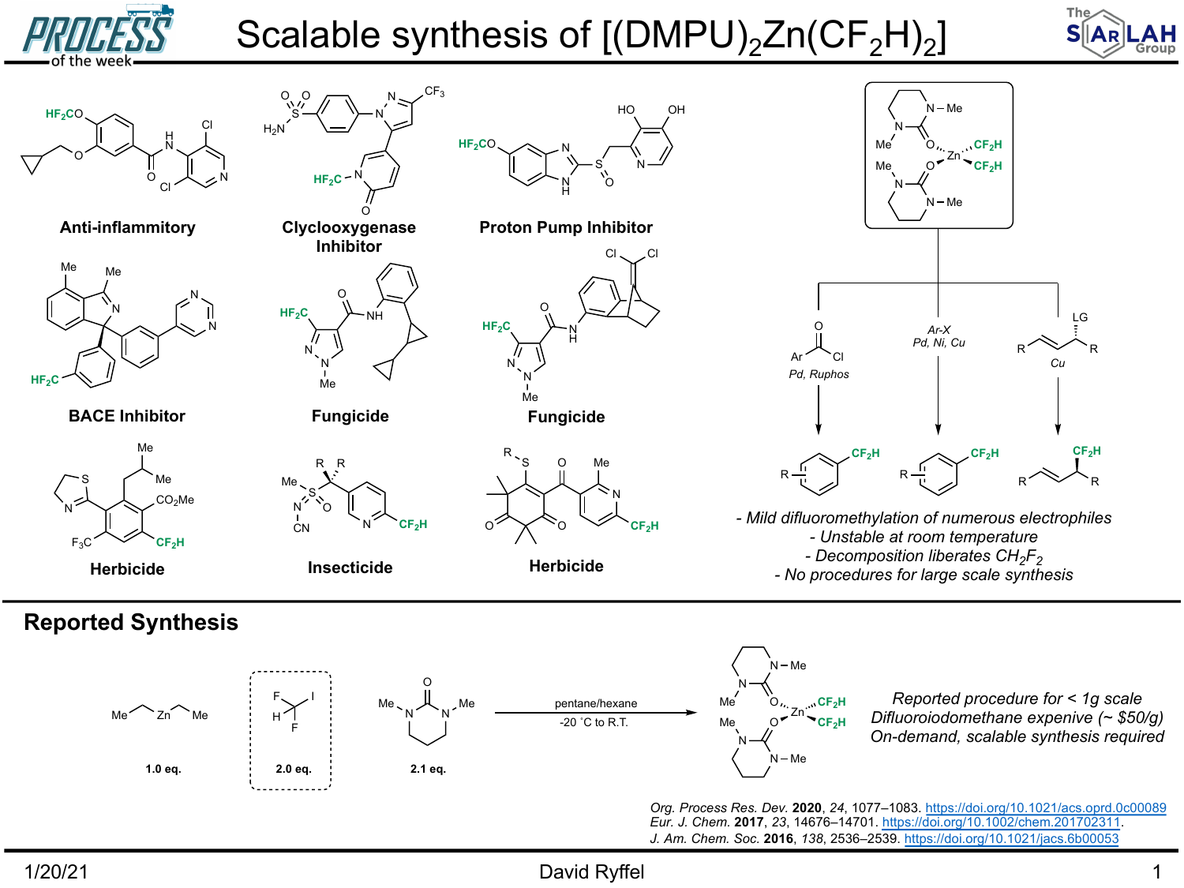# Scalable synthesis of $[(DMPU)_2Zn(CF_2H)_2]$

**Anti-inflammitory**

**Cyclooxygenase Inhibitor**

**Proton Pump Inhibitor**

**BACE Inhibitor**

**Fungicide**

**Fungicide**

**Herbicide**

**Insecticide**

**Herbicide**

*Pd, Ruphos*

*Ar-X Pd, Ni, Cu*

*Cu*

- *Mild difluoromethylation of numerous electrophiles*
- *Unstable at room temperature*
- *Decomposition liberates $CH_2F_2$*
- *No procedures for large scale synthesis*

## Reported Synthesis

$Et_2Zn$ (1.0 eq.) + $CF_2HI$ (2.0 eq.) + DMPU (2.1 eq.) → (pentane/hexane, -20 ˚C to R.T.) → $[(DMPU)_2Zn(CF_2H)_2]$

*Reported procedure for < 1g scale*
*Difluoroiodomethane expenive (~ $50/g)*
*On-demand, scalable synthesis required*

*Org. Process Res. Dev.* **2020**, *24*, 1077–1083. https://doi.org/10.1021/acs.oprd.0c00089
*Eur. J. Chem.* **2017**, *23*, 14676–14701. https://doi.org/10.1002/chem.201702311.
*J. Am. Chem. Soc.* **2016**, *138*, 2536–2539. https://doi.org/10.1021/jacs.6b00053

1/20/21 David Ryffel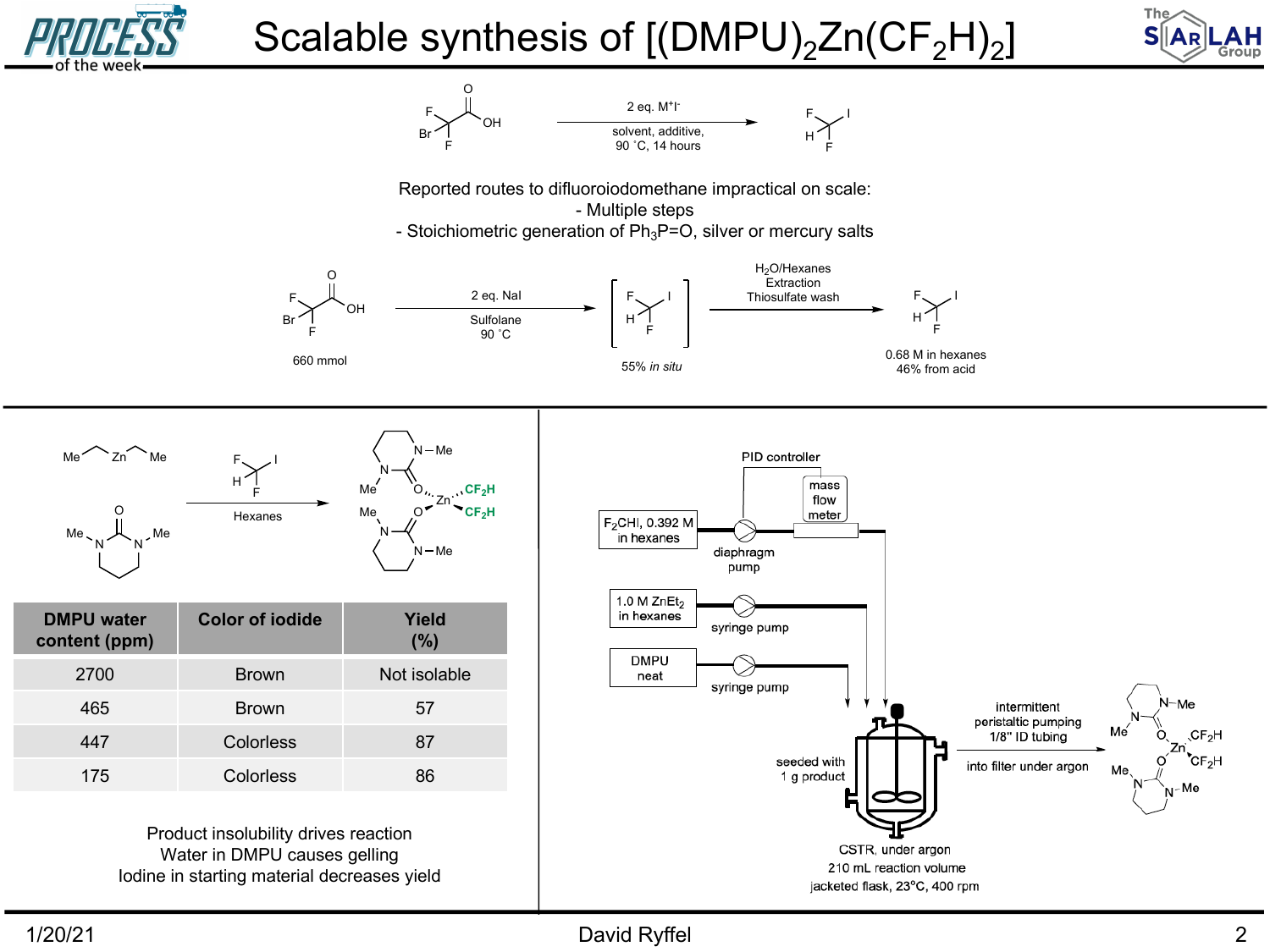# Scalable synthesis of $[(DMPU)_2Zn(CF_2H)_2]$

$BrCF_2CO_2H$ → (2 eq. $M^+I^-$; solvent, additive, 90 °C, 14 hours) → $CF_2HI$

Reported routes to difluoroiodomethane impractical on scale:
- Multiple steps
- Stoichiometric generation of $Ph_3P{=}O$, silver or mercury salts

$BrCF_2CO_2H$ (660 mmol) → (2 eq. NaI; Sulfolane, 90 °C) → [$CF_2HI$] (55% *in situ*) → ($H_2O$/Hexanes Extraction; Thiosulfate wash) → $CF_2HI$ (0.68 M in hexanes, 46% from acid)

$ZnEt_2$ + DMPU + $CF_2HI$ → (Hexanes) → $(DMPU)_2Zn(CF_2H)_2$

| DMPU water content (ppm) | Color of iodide | Yield (%) |
|---|---|---|
| 2700 | Brown | Not isolable |
| 465 | Brown | 57 |
| 447 | Colorless | 87 |
| 175 | Colorless | 86 |

Product insolubility drives reaction
Water in DMPU causes gelling
Iodine in starting material decreases yield

PID controller
mass flow meter
$F_2CHI$, 0.392 M in hexanes — diaphragm pump
1.0 M $ZnEt_2$ in hexanes — syringe pump
DMPU neat — syringe pump
seeded with 1 g product
CSTR, under argon
210 mL reaction volume
jacketed flask, 23°C, 400 rpm
intermittent peristaltic pumping 1/8" ID tubing
into filter under argon